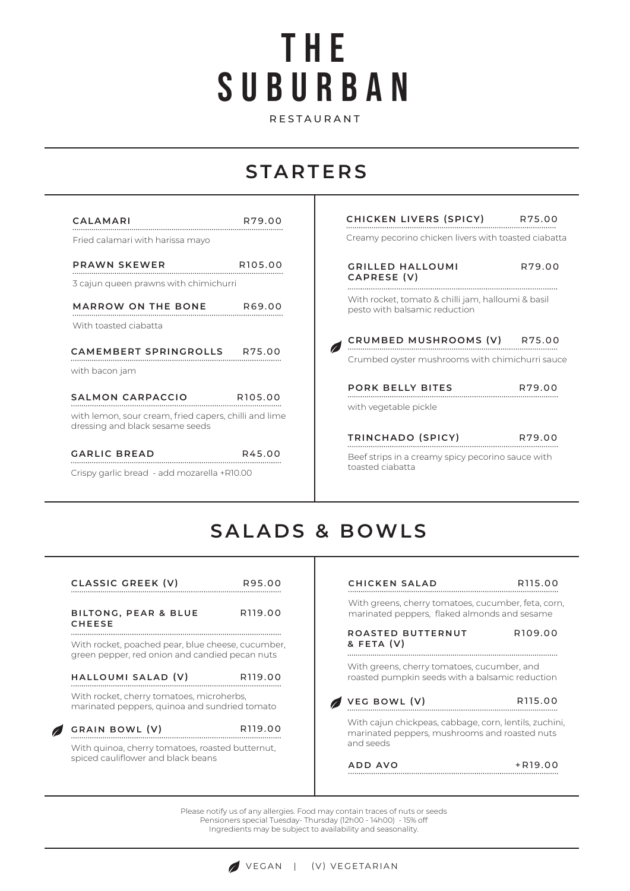# THE SUBURBAN

RESTAURANT

## STARTERS

**CALAMARI** R79.00
Fried calamari with harissa mayo

**PRAWN SKEWER** R105.00
3 cajun queen prawns with chimichurri

**MARROW ON THE BONE** R69.00
With toasted ciabatta

**CAMEMBERT SPRINGROLLS** R75.00
with bacon jam

**SALMON CARPACCIO** R105.00
with lemon, sour cream, fried capers, chilli and lime dressing and black sesame seeds

**GARLIC BREAD** R45.00
Crispy garlic bread - add mozarella +R10.00

**CHICKEN LIVERS (SPICY)** R75.00
Creamy pecorino chicken livers with toasted ciabatta

**GRILLED HALLOUMI CAPRESE (V)** R79.00
With rocket, tomato & chilli jam, halloumi & basil pesto with balsamic reduction

🍃 **CRUMBED MUSHROOMS (V)** R75.00
Crumbed oyster mushrooms with chimichurri sauce

**PORK BELLY BITES** R79.00
with vegetable pickle

**TRINCHADO (SPICY)** R79.00
Beef strips in a creamy spicy pecorino sauce with toasted ciabatta

## SALADS & BOWLS

**CLASSIC GREEK (V)** R95.00

**BILTONG, PEAR & BLUE CHEESE** R119.00
With rocket, poached pear, blue cheese, cucumber, green pepper, red onion and candied pecan nuts

**HALLOUMI SALAD (V)** R119.00
With rocket, cherry tomatoes, microherbs, marinated peppers, quinoa and sundried tomato

🍃 **GRAIN BOWL (V)** R119.00
With quinoa, cherry tomatoes, roasted butternut, spiced cauliflower and black beans

**CHICKEN SALAD** R115.00
With greens, cherry tomatoes, cucumber, feta, corn, marinated peppers, flaked almonds and sesame

**ROASTED BUTTERNUT & FETA (V)** R109.00
With greens, cherry tomatoes, cucumber, and roasted pumpkin seeds with a balsamic reduction

🍃 **VEG BOWL (V)** R115.00
With cajun chickpeas, cabbage, corn, lentils, zuchini, marinated peppers, mushrooms and roasted nuts and seeds

**ADD AVO** +R19.00

Please notify us of any allergies. Food may contain traces of nuts or seeds
Pensioners special Tuesday- Thursday (12h00 - 14h00) - 15% off
Ingredients may be subject to availability and seasonality.

🍃 VEGAN | (V) VEGETARIAN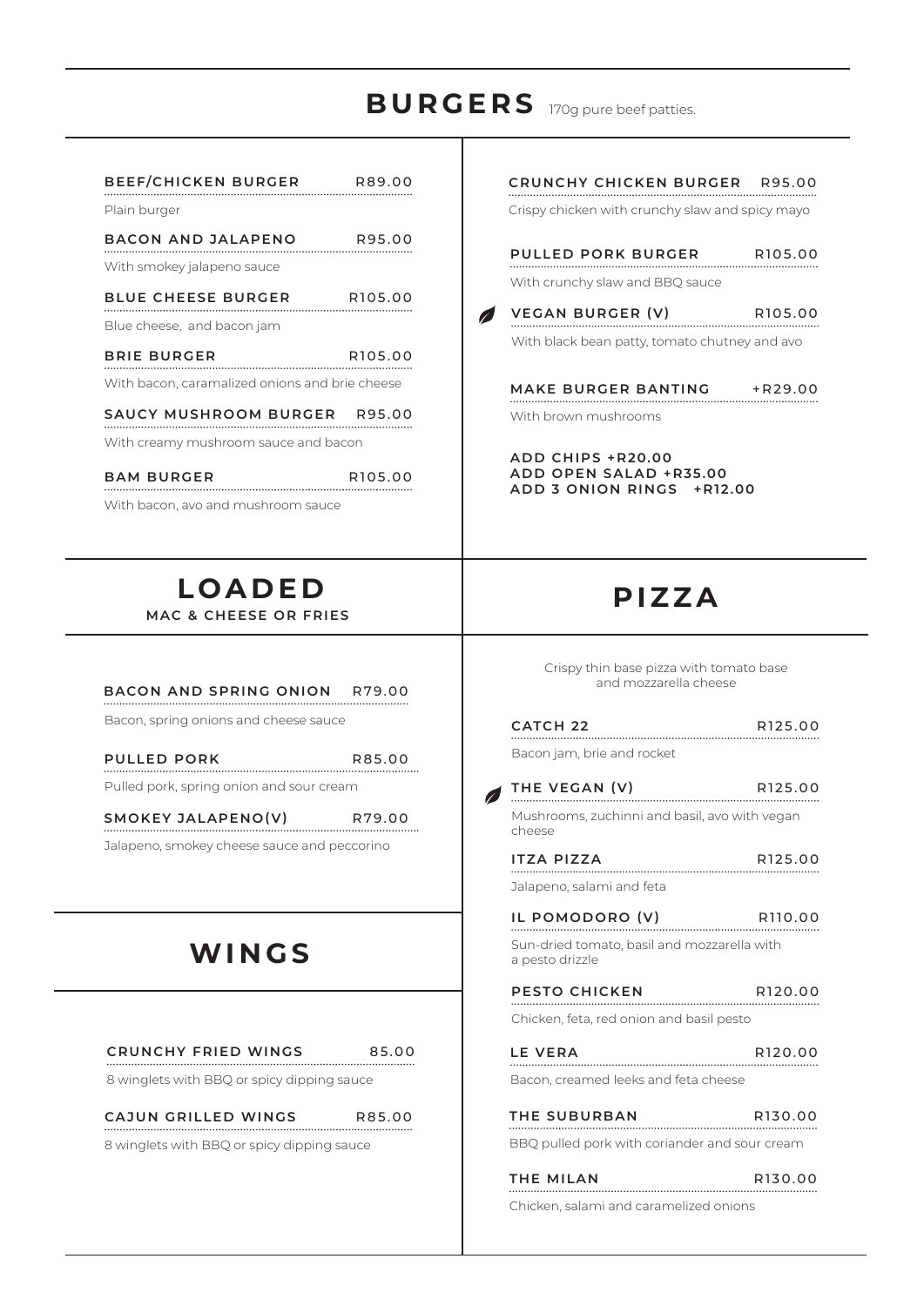# BURGERS

170g pure beef patties.

**BEEF/CHICKEN BURGER** R89.00
Plain burger

**BACON AND JALAPENO** R95.00
With smokey jalapeno sauce

**BLUE CHEESE BURGER** R105.00
Blue cheese, and bacon jam

**BRIE BURGER** R105.00
With bacon, caramalized onions and brie cheese

**SAUCY MUSHROOM BURGER** R95.00
With creamy mushroom sauce and bacon

**BAM BURGER** R105.00
With bacon, avo and mushroom sauce

**CRUNCHY CHICKEN BURGER** R95.00
Crispy chicken with crunchy slaw and spicy mayo

**PULLED PORK BURGER** R105.00
With crunchy slaw and BBQ sauce

**VEGAN BURGER (V)** R105.00
With black bean patty, tomato chutney and avo

**MAKE BURGER BANTING** +R29.00
With brown mushrooms

**ADD CHIPS +R20.00**
**ADD OPEN SALAD +R35.00**
**ADD 3 ONION RINGS +R12.00**

# LOADED

**MAC & CHEESE OR FRIES**

**BACON AND SPRING ONION** R79.00
Bacon, spring onions and cheese sauce

**PULLED PORK** R85.00
Pulled pork, spring onion and sour cream

**SMOKEY JALAPENO(V)** R79.00
Jalapeno, smokey cheese sauce and peccorino

# WINGS

**CRUNCHY FRIED WINGS** 85.00
8 winglets with BBQ or spicy dipping sauce

**CAJUN GRILLED WINGS** R85.00
8 winglets with BBQ or spicy dipping sauce

# PIZZA

Crispy thin base pizza with tomato base and mozzarella cheese

**CATCH 22** R125.00
Bacon jam, brie and rocket

**THE VEGAN (V)** R125.00
Mushrooms, zuchinni and basil, avo with vegan cheese

**ITZA PIZZA** R125.00
Jalapeno, salami and feta

**IL POMODORO (V)** R110.00
Sun-dried tomato, basil and mozzarella with a pesto drizzle

**PESTO CHICKEN** R120.00
Chicken, feta, red onion and basil pesto

**LE VERA** R120.00
Bacon, creamed leeks and feta cheese

**THE SUBURBAN** R130.00
BBQ pulled pork with coriander and sour cream

**THE MILAN** R130.00
Chicken, salami and caramelized onions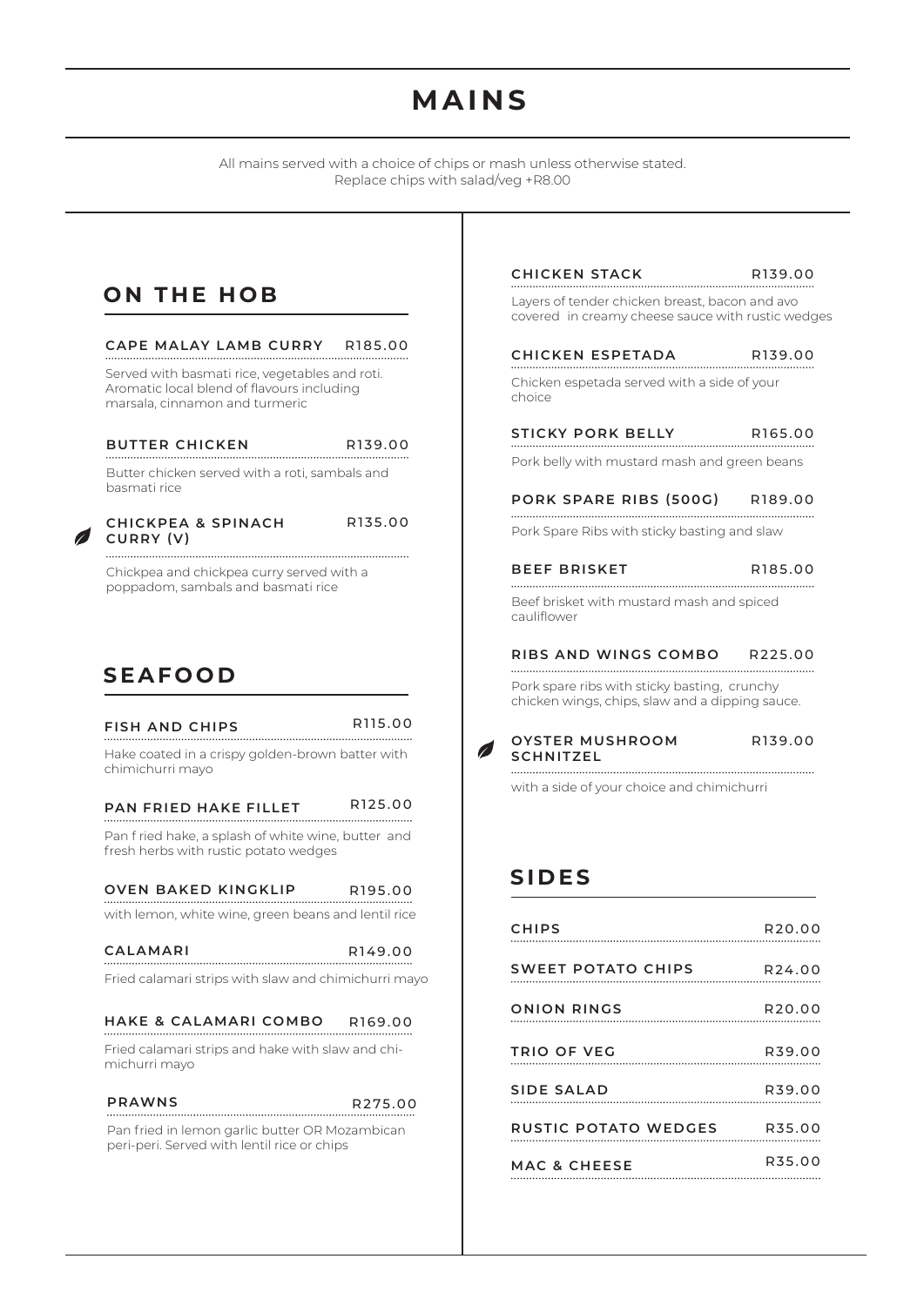# MAINS

All mains served with a choice of chips or mash unless otherwise stated.
Replace chips with salad/veg +R8.00

## ON THE HOB

**CAPE MALAY LAMB CURRY** R185.00

Served with basmati rice, vegetables and roti. Aromatic local blend of flavours including marsala, cinnamon and turmeric

**BUTTER CHICKEN** R139.00

Butter chicken served with a roti, sambals and basmati rice

**CHICKPEA & SPINACH CURRY (V)** R135.00

Chickpea and chickpea curry served with a poppadom, sambals and basmati rice

## SEAFOOD

**FISH AND CHIPS** R115.00

Hake coated in a crispy golden-brown batter with chimichurri mayo

**PAN FRIED HAKE FILLET** R125.00

Pan f ried hake, a splash of white wine, butter and fresh herbs with rustic potato wedges

**OVEN BAKED KINGKLIP** R195.00

with lemon, white wine, green beans and lentil rice

**CALAMARI** R149.00

Fried calamari strips with slaw and chimichurri mayo

**HAKE & CALAMARI COMBO** R169.00

Fried calamari strips and hake with slaw and chimichurri mayo

**PRAWNS** R275.00

Pan fried in lemon garlic butter OR Mozambican peri-peri. Served with lentil rice or chips

**CHICKEN STACK** R139.00

Layers of tender chicken breast, bacon and avo covered in creamy cheese sauce with rustic wedges

**CHICKEN ESPETADA** R139.00

Chicken espetada served with a side of your choice

**STICKY PORK BELLY** R165.00

Pork belly with mustard mash and green beans

**PORK SPARE RIBS (500G)** R189.00

Pork Spare Ribs with sticky basting and slaw

**BEEF BRISKET** R185.00

Beef brisket with mustard mash and spiced cauliflower

**RIBS AND WINGS COMBO** R225.00

Pork spare ribs with sticky basting, crunchy chicken wings, chips, slaw and a dipping sauce.

**OYSTER MUSHROOM SCHNITZEL** R139.00

with a side of your choice and chimichurri

## SIDES

| Item | Price |
|---|---|
| **CHIPS** | R20.00 |
| **SWEET POTATO CHIPS** | R24.00 |
| **ONION RINGS** | R20.00 |
| **TRIO OF VEG** | R39.00 |
| **SIDE SALAD** | R39.00 |
| **RUSTIC POTATO WEDGES** | R35.00 |
| **MAC & CHEESE** | R35.00 |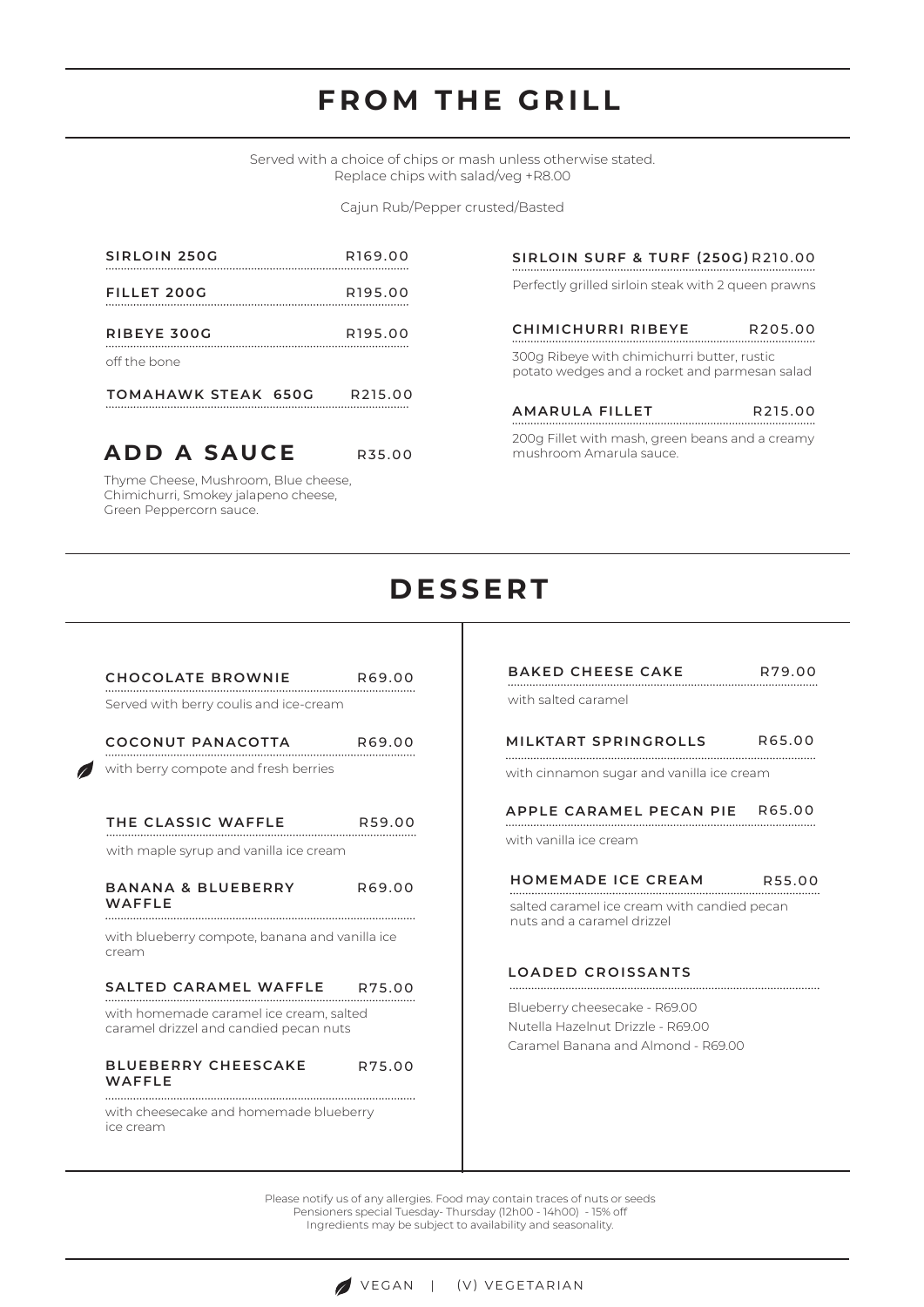# FROM THE GRILL

Served with a choice of chips or mash unless otherwise stated.
Replace chips with salad/veg +R8.00

Cajun Rub/Pepper crusted/Basted

**SIRLOIN 250G** R169.00

**FILLET 200G** R195.00

**RIBEYE 300G** R195.00

off the bone

**TOMAHAWK STEAK 650G** R215.00

## ADD A SAUCE R35.00

Thyme Cheese, Mushroom, Blue cheese, Chimichurri, Smokey jalapeno cheese, Green Peppercorn sauce.

**SIRLOIN SURF & TURF (250G)** R210.00

Perfectly grilled sirloin steak with 2 queen prawns

**CHIMICHURRI RIBEYE** R205.00

300g Ribeye with chimichurri butter, rustic potato wedges and a rocket and parmesan salad

**AMARULA FILLET** R215.00

200g Fillet with mash, green beans and a creamy mushroom Amarula sauce.

# DESSERT

**CHOCOLATE BROWNIE** R69.00

Served with berry coulis and ice-cream

**COCONUT PANACOTTA** R69.00 (Vegan)

with berry compote and fresh berries

**THE CLASSIC WAFFLE** R59.00

with maple syrup and vanilla ice cream

**BANANA & BLUEBERRY WAFFLE** R69.00

with blueberry compote, banana and vanilla ice cream

**SALTED CARAMEL WAFFLE** R75.00

with homemade caramel ice cream, salted caramel drizzel and candied pecan nuts

**BLUEBERRY CHEESCAKE WAFFLE** R75.00

with cheesecake and homemade blueberry ice cream

**BAKED CHEESE CAKE** R79.00

with salted caramel

**MILKTART SPRINGROLLS** R65.00

with cinnamon sugar and vanilla ice cream

**APPLE CARAMEL PECAN PIE** R65.00

with vanilla ice cream

**HOMEMADE ICE CREAM** R55.00

salted caramel ice cream with candied pecan nuts and a caramel drizzel

**LOADED CROISSANTS**

Blueberry cheesecake - R69.00
Nutella Hazelnut Drizzle - R69.00
Caramel Banana and Almond - R69.00

Please notify us of any allergies. Food may contain traces of nuts or seeds
Pensioners special Tuesday- Thursday (12h00 - 14h00) - 15% off
Ingredients may be subject to availability and seasonality.

VEGAN | (V) VEGETARIAN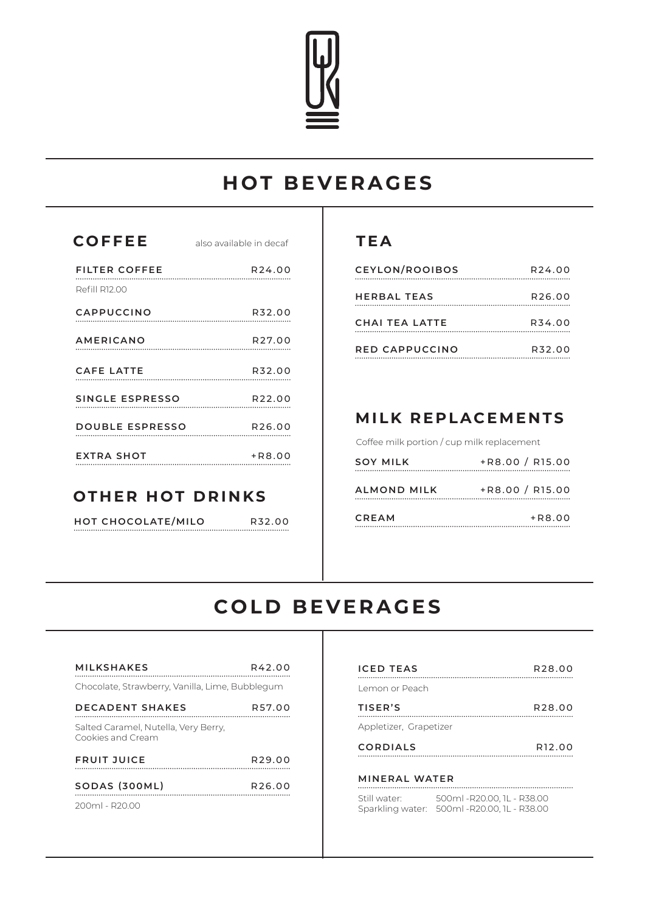# HOT BEVERAGES

## COFFEE

also available in decaf

| Item | Price |
|---|---|
| FILTER COFFEE | R24.00 |
| Refill R12.00 | |
| CAPPUCCINO | R32.00 |
| AMERICANO | R27.00 |
| CAFE LATTE | R32.00 |
| SINGLE ESPRESSO | R22.00 |
| DOUBLE ESPRESSO | R26.00 |
| EXTRA SHOT | +R8.00 |

## OTHER HOT DRINKS

| Item | Price |
|---|---|
| HOT CHOCOLATE/MILO | R32.00 |

## TEA

| Item | Price |
|---|---|
| CEYLON/ROOIBOS | R24.00 |
| HERBAL TEAS | R26.00 |
| CHAI TEA LATTE | R34.00 |
| RED CAPPUCCINO | R32.00 |

## MILK REPLACEMENTS

Coffee milk portion / cup milk replacement

| Item | Price |
|---|---|
| SOY MILK | +R8.00 / R15.00 |
| ALMOND MILK | +R8.00 / R15.00 |
| CREAM | +R8.00 |

# COLD BEVERAGES

| Item | Price |
|---|---|
| MILKSHAKES | R42.00 |
| Chocolate, Strawberry, Vanilla, Lime, Bubblegum | |
| DECADENT SHAKES | R57.00 |
| Salted Caramel, Nutella, Very Berry, Cookies and Cream | |
| FRUIT JUICE | R29.00 |
| SODAS (300ML) | R26.00 |
| 200ml - R20.00 | |

| Item | Price |
|---|---|
| ICED TEAS | R28.00 |
| Lemon or Peach | |
| TISER'S | R28.00 |
| Appletizer, Grapetizer | |
| CORDIALS | R12.00 |

**MINERAL WATER**

Still water: 500ml -R20.00, 1L - R38.00
Sparkling water: 500ml -R20.00, 1L - R38.00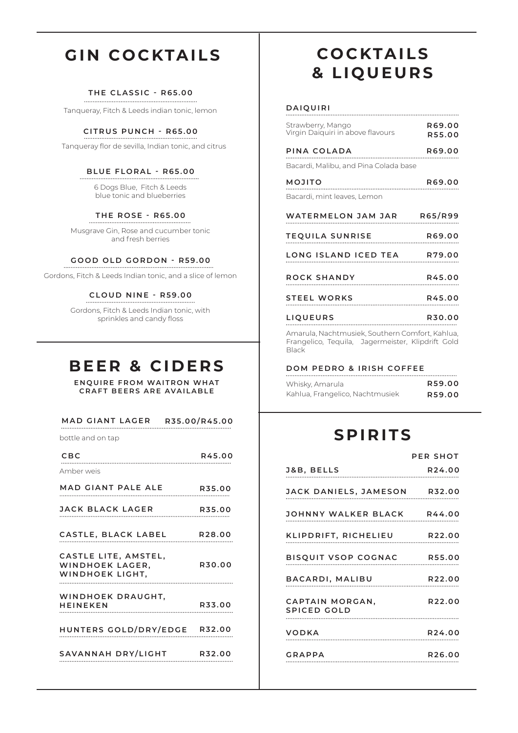# GIN COCKTAILS

**THE CLASSIC - R65.00**

Tanqueray, Fitch & Leeds indian tonic, lemon

**CITRUS PUNCH - R65.00**

Tanqueray flor de sevilla, Indian tonic, and citrus

**BLUE FLORAL - R65.00**

6 Dogs Blue, Fitch & Leeds blue tonic and blueberries

**THE ROSE - R65.00**

Musgrave Gin, Rose and cucumber tonic and fresh berries

**GOOD OLD GORDON - R59.00**

Gordons, Fitch & Leeds Indian tonic, and a slice of lemon

**CLOUD NINE - R59.00**

Gordons, Fitch & Leeds Indian tonic, with sprinkles and candy floss

# BEER & CIDERS

**ENQUIRE FROM WAITRON WHAT CRAFT BEERS ARE AVAILABLE**

| | |
|---|---|
| **MAD GIANT LAGER** | **R35.00/R45.00** |
| bottle and on tap | |
| **CBC** | **R45.00** |
| Amber weis | |
| **MAD GIANT PALE ALE** | **R35.00** |
| **JACK BLACK LAGER** | **R35.00** |
| **CASTLE, BLACK LABEL** | **R28.00** |
| **CASTLE LITE, AMSTEL, WINDHOEK LAGER, WINDHOEK LIGHT,** | **R30.00** |
| **WINDHOEK DRAUGHT, HEINEKEN** | **R33.00** |
| **HUNTERS GOLD/DRY/EDGE** | **R32.00** |
| **SAVANNAH DRY/LIGHT** | **R32.00** |

# COCKTAILS & LIQUEURS

| | |
|---|---|
| **DAIQUIRI** | |
| Strawberry, Mango | **R69.00** |
| Virgin Daiquiri in above flavours | **R55.00** |
| **PINA COLADA** | **R69.00** |
| Bacardi, Malibu, and Pina Colada base | |
| **MOJITO** | **R69.00** |
| Bacardi, mint leaves, Lemon | |
| **WATERMELON JAM JAR** | **R65/R99** |
| **TEQUILA SUNRISE** | **R69.00** |
| **LONG ISLAND ICED TEA** | **R79.00** |
| **ROCK SHANDY** | **R45.00** |
| **STEEL WORKS** | **R45.00** |
| **LIQUEURS** | **R30.00** |
| Amarula, Nachtmusiek, Southern Comfort, Kahlua, Frangelico, Tequila, Jagermeister, Klipdrift Gold Black | |
| **DOM PEDRO & IRISH COFFEE** | |
| Whisky, Amarula | **R59.00** |
| Kahlua, Frangelico, Nachtmusiek | **R59.00** |

# SPIRITS

| | PER SHOT |
|---|---|
| **J&B, BELLS** | **R24.00** |
| **JACK DANIELS, JAMESON** | **R32.00** |
| **JOHNNY WALKER BLACK** | **R44.00** |
| **KLIPDRIFT, RICHELIEU** | **R22.00** |
| **BISQUIT VSOP COGNAC** | **R55.00** |
| **BACARDI, MALIBU** | **R22.00** |
| **CAPTAIN MORGAN, SPICED GOLD** | **R22.00** |
| **VODKA** | **R24.00** |
| **GRAPPA** | **R26.00** |